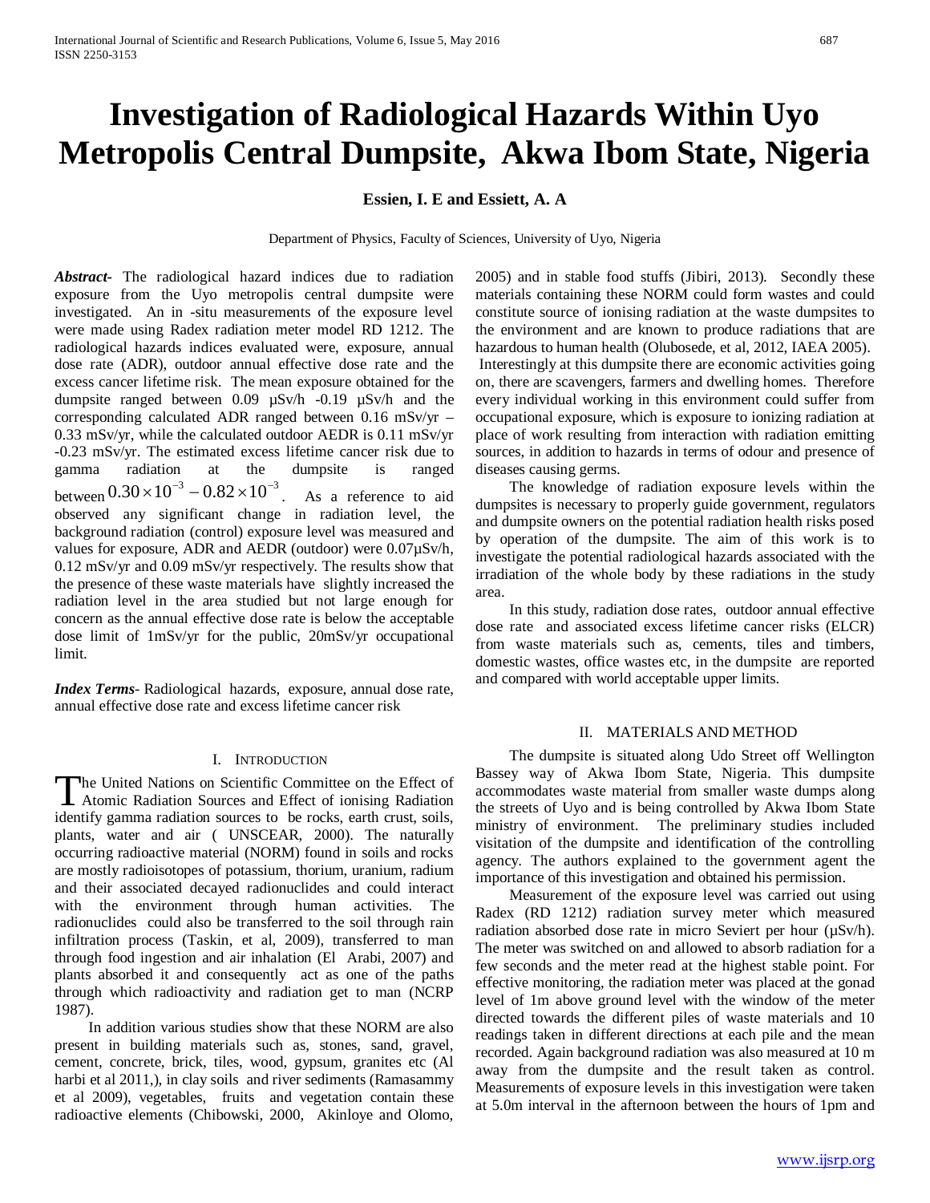# Investigation of Radiological Hazards Within Uyo Metropolis Central Dumpsite, Akwa Ibom State, Nigeria

**Essien, I. E and Essiett, A. A**

Department of Physics, Faculty of Sciences, University of Uyo, Nigeria

***Abstract-*** The radiological hazard indices due to radiation exposure from the Uyo metropolis central dumpsite were investigated. An in -situ measurements of the exposure level were made using Radex radiation meter model RD 1212. The radiological hazards indices evaluated were, exposure, annual dose rate (ADR), outdoor annual effective dose rate and the excess cancer lifetime risk. The mean exposure obtained for the dumpsite ranged between 0.09 µSv/h -0.19 µSv/h and the corresponding calculated ADR ranged between 0.16 mSv/yr – 0.33 mSv/yr, while the calculated outdoor AEDR is 0.11 mSv/yr -0.23 mSv/yr. The estimated excess lifetime cancer risk due to gamma radiation at the dumpsite is ranged between $0.30\times10^{-3} - 0.82\times10^{-3}$. As a reference to aid observed any significant change in radiation level, the background radiation (control) exposure level was measured and values for exposure, ADR and AEDR (outdoor) were 0.07µSv/h, 0.12 mSv/yr and 0.09 mSv/yr respectively. The results show that the presence of these waste materials have slightly increased the radiation level in the area studied but not large enough for concern as the annual effective dose rate is below the acceptable dose limit of 1mSv/yr for the public, 20mSv/yr occupational limit.

***Index Terms-*** Radiological hazards, exposure, annual dose rate, annual effective dose rate and excess lifetime cancer risk

## I. Introduction

The United Nations on Scientific Committee on the Effect of Atomic Radiation Sources and Effect of ionising Radiation identify gamma radiation sources to be rocks, earth crust, soils, plants, water and air ( UNSCEAR, 2000). The naturally occurring radioactive material (NORM) found in soils and rocks are mostly radioisotopes of potassium, thorium, uranium, radium and their associated decayed radionuclides and could interact with the environment through human activities. The radionuclides could also be transferred to the soil through rain infiltration process (Taskin, et al, 2009), transferred to man through food ingestion and air inhalation (El Arabi, 2007) and plants absorbed it and consequently act as one of the paths through which radioactivity and radiation get to man (NCRP 1987).

In addition various studies show that these NORM are also present in building materials such as, stones, sand, gravel, cement, concrete, brick, tiles, wood, gypsum, granites etc (Al harbi et al 2011,), in clay soils and river sediments (Ramasammy et al 2009), vegetables, fruits and vegetation contain these radioactive elements (Chibowski, 2000, Akinloye and Olomo, 2005) and in stable food stuffs (Jibiri, 2013). Secondly these materials containing these NORM could form wastes and could constitute source of ionising radiation at the waste dumpsites to the environment and are known to produce radiations that are hazardous to human health (Olubosede, et al, 2012, IAEA 2005). Interestingly at this dumpsite there are economic activities going on, there are scavengers, farmers and dwelling homes. Therefore every individual working in this environment could suffer from occupational exposure, which is exposure to ionizing radiation at place of work resulting from interaction with radiation emitting sources, in addition to hazards in terms of odour and presence of diseases causing germs.

The knowledge of radiation exposure levels within the dumpsites is necessary to properly guide government, regulators and dumpsite owners on the potential radiation health risks posed by operation of the dumpsite. The aim of this work is to investigate the potential radiological hazards associated with the irradiation of the whole body by these radiations in the study area.

In this study, radiation dose rates, outdoor annual effective dose rate and associated excess lifetime cancer risks (ELCR) from waste materials such as, cements, tiles and timbers, domestic wastes, office wastes etc, in the dumpsite are reported and compared with world acceptable upper limits.

## II. Materials and Method

The dumpsite is situated along Udo Street off Wellington Bassey way of Akwa Ibom State, Nigeria. This dumpsite accommodates waste material from smaller waste dumps along the streets of Uyo and is being controlled by Akwa Ibom State ministry of environment. The preliminary studies included visitation of the dumpsite and identification of the controlling agency. The authors explained to the government agent the importance of this investigation and obtained his permission.

Measurement of the exposure level was carried out using Radex (RD 1212) radiation survey meter which measured radiation absorbed dose rate in micro Seviert per hour (µSv/h). The meter was switched on and allowed to absorb radiation for a few seconds and the meter read at the highest stable point. For effective monitoring, the radiation meter was placed at the gonad level of 1m above ground level with the window of the meter directed towards the different piles of waste materials and 10 readings taken in different directions at each pile and the mean recorded. Again background radiation was also measured at 10 m away from the dumpsite and the result taken as control. Measurements of exposure levels in this investigation were taken at 5.0m interval in the afternoon between the hours of 1pm and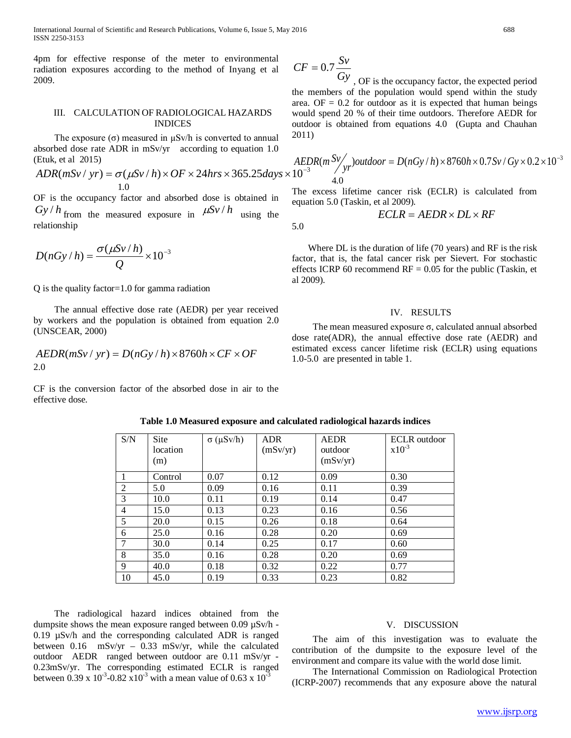4pm for effective response of the meter to environmental radiation exposures according to the method of Inyang et al 2009.

## III. CALCULATION OF RADIOLOGICAL HAZARDS INDICES

The exposure (σ) measured in μSv/h is converted to annual absorbed dose rate ADR in mSv/yr according to equation 1.0 (Etuk, et al 2015)

$$ADR(mSv/yr) = \sigma(\mu Sv/h) \times OF \times 24hrs \times 365.25days \times 10^{-3} \quad 1.0$$

OF is the occupancy factor and absorbed dose is obtained in $Gy/h$ from the measured exposure in $\mu Sv/h$ using the relationship

$$D(nGy/h) = \frac{\sigma(\mu Sv/h)}{Q} \times 10^{-3}$$

Q is the quality factor=1.0 for gamma radiation

The annual effective dose rate (AEDR) per year received by workers and the population is obtained from equation 2.0 (UNSCEAR, 2000)

$$AEDR(mSv/yr) = D(nGy/h) \times 8760h \times CF \times OF \quad 2.0$$

CF is the conversion factor of the absorbed dose in air to the effective dose.

$$CF = 0.7\frac{Sv}{Gy}$$

, OF is the occupancy factor, the expected period the members of the population would spend within the study area. OF = 0.2 for outdoor as it is expected that human beings would spend 20 % of their time outdoors. Therefore AEDR for outdoor is obtained from equations 4.0 (Gupta and Chauhan 2011)

$$AEDR(m\,{}^{Sv}\!/\!{}_{yr})outdoor = D(nGy/h) \times 8760h \times 0.7Sv/Gy \times 0.2 \times 10^{-3} \quad 4.0$$

The excess lifetime cancer risk (ECLR) is calculated from equation 5.0 (Taskin, et al 2009).

$$ECLR = AEDR \times DL \times RF \quad 5.0$$

Where DL is the duration of life (70 years) and RF is the risk factor, that is, the fatal cancer risk per Sievert. For stochastic effects ICRP 60 recommend RF = 0.05 for the public (Taskin, et al 2009).

## IV. RESULTS

The mean measured exposure σ, calculated annual absorbed dose rate(ADR), the annual effective dose rate (AEDR) and estimated excess cancer lifetime risk (ECLR) using equations 1.0-5.0 are presented in table 1.

**Table 1.0 Measured exposure and calculated radiological hazards indices**

| S/N | Site location (m) | σ (μSv/h) | ADR (mSv/yr) | AEDR outdoor (mSv/yr) | ECLR outdoor $x10^{-3}$ |
|---|---|---|---|---|---|
| 1 | Control | 0.07 | 0.12 | 0.09 | 0.30 |
| 2 | 5.0 | 0.09 | 0.16 | 0.11 | 0.39 |
| 3 | 10.0 | 0.11 | 0.19 | 0.14 | 0.47 |
| 4 | 15.0 | 0.13 | 0.23 | 0.16 | 0.56 |
| 5 | 20.0 | 0.15 | 0.26 | 0.18 | 0.64 |
| 6 | 25.0 | 0.16 | 0.28 | 0.20 | 0.69 |
| 7 | 30.0 | 0.14 | 0.25 | 0.17 | 0.60 |
| 8 | 35.0 | 0.16 | 0.28 | 0.20 | 0.69 |
| 9 | 40.0 | 0.18 | 0.32 | 0.22 | 0.77 |
| 10 | 45.0 | 0.19 | 0.33 | 0.23 | 0.82 |

The radiological hazard indices obtained from the dumpsite shows the mean exposure ranged between 0.09 µSv/h - 0.19 µSv/h and the corresponding calculated ADR is ranged between 0.16 mSv/yr – 0.33 mSv/yr, while the calculated outdoor AEDR ranged between outdoor are 0.11 mSv/yr - 0.23mSv/yr. The corresponding estimated ECLR is ranged between 0.39 x $10^{-3}$-0.82 x$10^{-3}$ with a mean value of 0.63 x $10^{-3}$

## V. DISCUSSION

The aim of this investigation was to evaluate the contribution of the dumpsite to the exposure level of the environment and compare its value with the world dose limit.

The International Commission on Radiological Protection (ICRP-2007) recommends that any exposure above the natural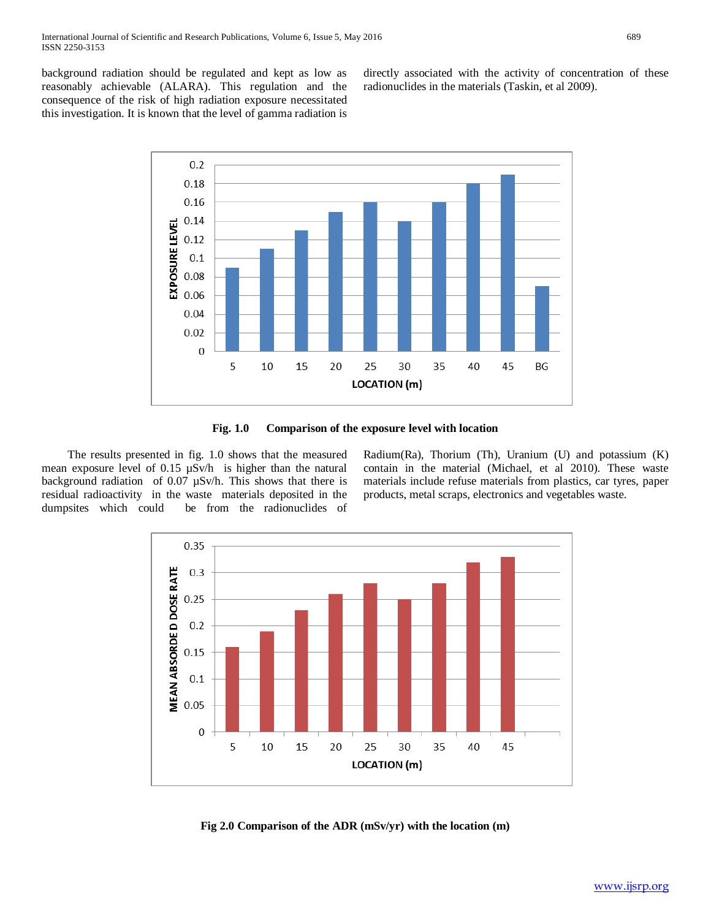background radiation should be regulated and kept as low as reasonably achievable (ALARA). This regulation and the consequence of the risk of high radiation exposure necessitated this investigation. It is known that the level of gamma radiation is directly associated with the activity of concentration of these radionuclides in the materials (Taskin, et al 2009).

**Fig. 1.0 Comparison of the exposure level with location**

The results presented in fig. 1.0 shows that the measured mean exposure level of 0.15 μSv/h is higher than the natural background radiation of 0.07 μSv/h. This shows that there is residual radioactivity in the waste materials deposited in the dumpsites which could be from the radionuclides of Radium(Ra), Thorium (Th), Uranium (U) and potassium (K) contain in the material (Michael, et al 2010). These waste materials include refuse materials from plastics, car tyres, paper products, metal scraps, electronics and vegetables waste.

**Fig 2.0 Comparison of the ADR (mSv/yr) with the location (m)**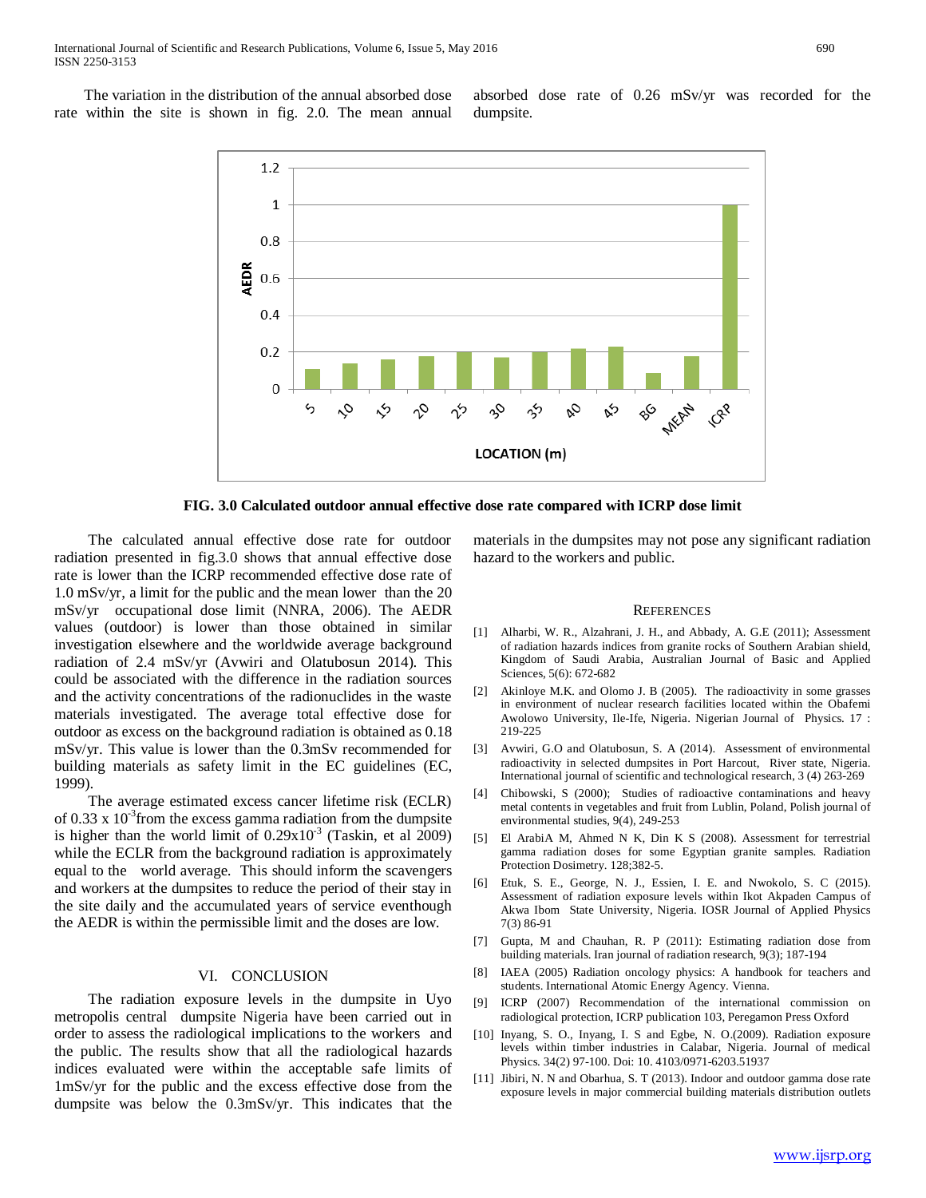The variation in the distribution of the annual absorbed dose rate within the site is shown in fig. 2.0. The mean annual absorbed dose rate of 0.26 mSv/yr was recorded for the dumpsite.

**FIG. 3.0 Calculated outdoor annual effective dose rate compared with ICRP dose limit**

The calculated annual effective dose rate for outdoor radiation presented in fig.3.0 shows that annual effective dose rate is lower than the ICRP recommended effective dose rate of 1.0 mSv/yr, a limit for the public and the mean lower than the 20 mSv/yr occupational dose limit (NNRA, 2006). The AEDR values (outdoor) is lower than those obtained in similar investigation elsewhere and the worldwide average background radiation of 2.4 mSv/yr (Avwiri and Olatubosun 2014). This could be associated with the difference in the radiation sources and the activity concentrations of the radionuclides in the waste materials investigated. The average total effective dose for outdoor as excess on the background radiation is obtained as 0.18 mSv/yr. This value is lower than the 0.3mSv recommended for building materials as safety limit in the EC guidelines (EC, 1999).

The average estimated excess cancer lifetime risk (ECLR) of 0.33 x $10^{-3}$from the excess gamma radiation from the dumpsite is higher than the world limit of 0.29x$10^{-3}$ (Taskin, et al 2009) while the ECLR from the background radiation is approximately equal to the world average. This should inform the scavengers and workers at the dumpsites to reduce the period of their stay in the site daily and the accumulated years of service eventhough the AEDR is within the permissible limit and the doses are low.

## VI. CONCLUSION

The radiation exposure levels in the dumpsite in Uyo metropolis central dumpsite Nigeria have been carried out in order to assess the radiological implications to the workers and the public. The results show that all the radiological hazards indices evaluated were within the acceptable safe limits of 1mSv/yr for the public and the excess effective dose from the dumpsite was below the 0.3mSv/yr. This indicates that the materials in the dumpsites may not pose any significant radiation hazard to the workers and public.

## REFERENCES

[1] Alharbi, W. R., Alzahrani, J. H., and Abbady, A. G.E (2011); Assessment of radiation hazards indices from granite rocks of Southern Arabian shield, Kingdom of Saudi Arabia, Australian Journal of Basic and Applied Sciences, 5(6): 672-682

[2] Akinloye M.K. and Olomo J. B (2005). The radioactivity in some grasses in environment of nuclear research facilities located within the Obafemi Awolowo University, Ile-Ife, Nigeria. Nigerian Journal of Physics. 17 : 219-225

[3] Avwiri, G.O and Olatubosun, S. A (2014). Assessment of environmental radioactivity in selected dumpsites in Port Harcourt, River state, Nigeria. International journal of scientific and technological research, 3 (4) 263-269

[4] Chibowski, S (2000); Studies of radioactive contaminations and heavy metal contents in vegetables and fruit from Lublin, Poland, Polish journal of environmental studies, 9(4), 249-253

[5] El ArabiA M, Ahmed N K, Din K S (2008). Assessment for terrestrial gamma radiation doses for some Egyptian granite samples. Radiation Protection Dosimetry. 128;382-5.

[6] Etuk, S. E., George, N. J., Essien, I. E. and Nwokolo, S. C (2015). Assessment of radiation exposure levels within Ikot Akpaden Campus of Akwa Ibom State University, Nigeria. IOSR Journal of Applied Physics 7(3) 86-91

[7] Gupta, M and Chauhan, R. P (2011): Estimating radiation dose from building materials. Iran journal of radiation research, 9(3); 187-194

[8] IAEA (2005) Radiation oncology physics: A handbook for teachers and students. International Atomic Energy Agency. Vienna.

[9] ICRP (2007) Recommendation of the international commission on radiological protection, ICRP publication 103, Peregamon Press Oxford

[10] Inyang, S. O., Inyang, I. S and Egbe, N. O.(2009). Radiation exposure levels within timber industries in Calabar, Nigeria. Journal of medical Physics. 34(2) 97-100. Doi: 10. 4103/0971-6203.51937

[11] Jibiri, N. N and Obarhua, S. T (2013). Indoor and outdoor gamma dose rate exposure levels in major commercial building materials distribution outlets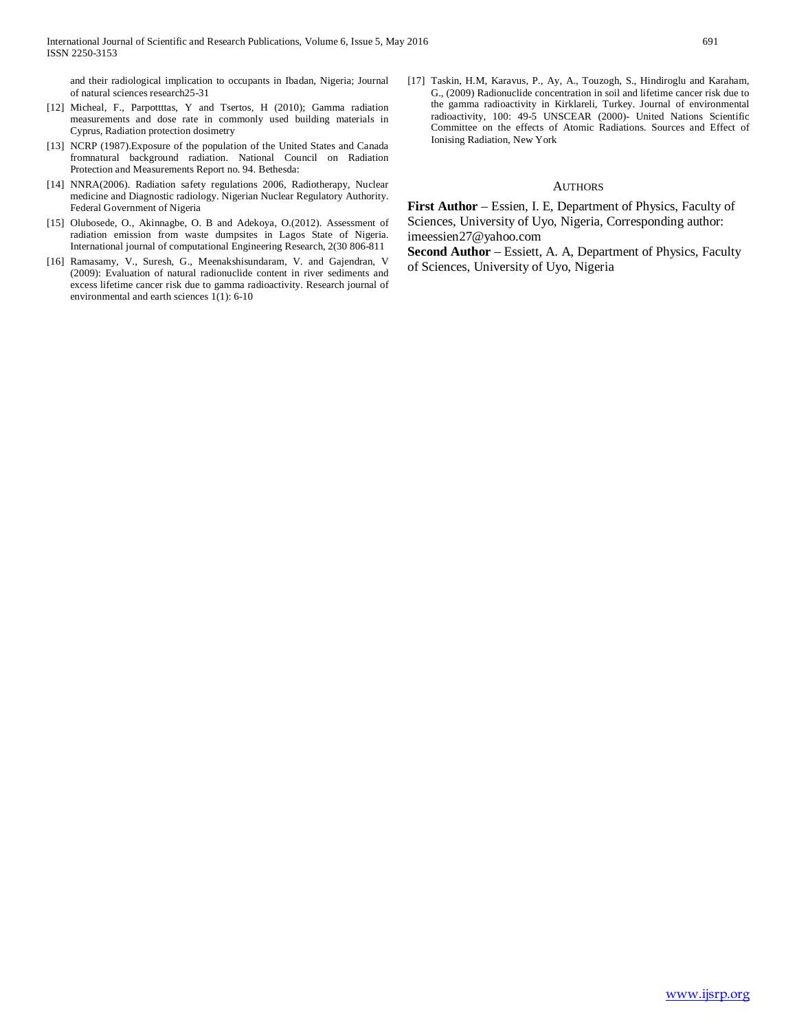and their radiological implication to occupants in Ibadan, Nigeria; Journal of natural sciences research25-31

[12] Micheal, F., Parpottttas, Y and Tsertos, H (2010); Gamma radiation measurements and dose rate in commonly used building materials in Cyprus, Radiation protection dosimetry

[13] NCRP (1987).Exposure of the population of the United States and Canada fromnatural background radiation. National Council on Radiation Protection and Measurements Report no. 94. Bethesda:

[14] NNRA(2006). Radiation safety regulations 2006, Radiotherapy, Nuclear medicine and Diagnostic radiology. Nigerian Nuclear Regulatory Authority. Federal Government of Nigeria

[15] Olubosede, O., Akinnagbe, O. B and Adekoya, O.(2012). Assessment of radiation emission from waste dumpsites in Lagos State of Nigeria. International journal of computational Engineering Research, 2(30 806-811

[16] Ramasamy, V., Suresh, G., Meenakshisundaram, V. and Gajendran, V (2009): Evaluation of natural radionuclide content in river sediments and excess lifetime cancer risk due to gamma radioactivity. Research journal of environmental and earth sciences 1(1): 6-10

[17] Taskin, H.M, Karavus, P., Ay, A., Touzogh, S., Hindiroglu and Karaham, G., (2009) Radionuclide concentration in soil and lifetime cancer risk due to the gamma radioactivity in Kirklareli, Turkey. Journal of environmental radioactivity, 100: 49-5 UNSCEAR (2000)- United Nations Scientific Committee on the effects of Atomic Radiations. Sources and Effect of Ionising Radiation, New York

## Authors

**First Author** – Essien, I. E, Department of Physics, Faculty of Sciences, University of Uyo, Nigeria, Corresponding author: imeessien27@yahoo.com

**Second Author** – Essiett, A. A, Department of Physics, Faculty of Sciences, University of Uyo, Nigeria